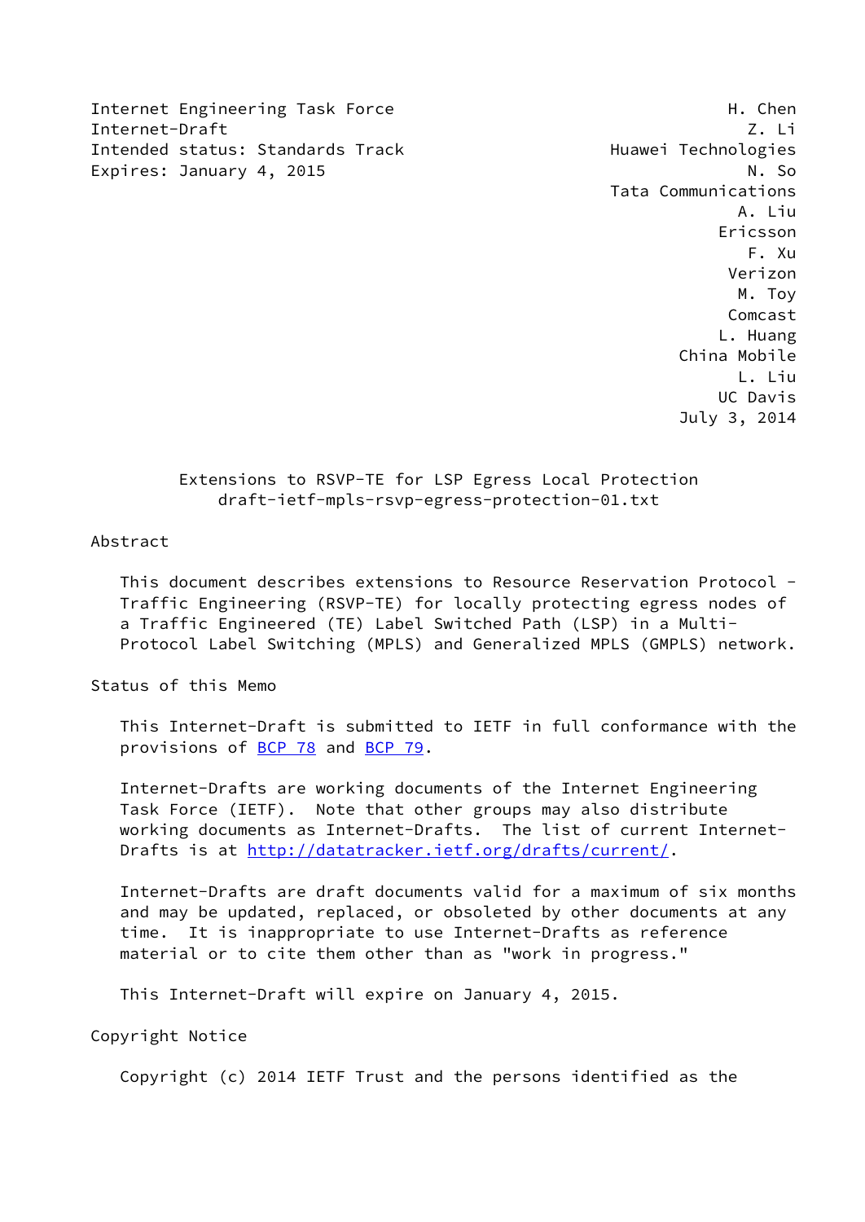Internet Engineering Task Force H. Chen
Internet-Draft Z. Li
Intended status: Standards Track Huawei Technologies
Expires: January 4, 2015 N. So
Tata Communications
A. Liu
Ericsson
F. Xu
Verizon
M. Toy
Comcast
L. Huang
China Mobile
L. Liu
UC Davis
July 3, 2014

# Extensions to RSVP-TE for LSP Egress Local Protection
draft-ietf-mpls-rsvp-egress-protection-01.txt

## Abstract

This document describes extensions to Resource Reservation Protocol - Traffic Engineering (RSVP-TE) for locally protecting egress nodes of a Traffic Engineered (TE) Label Switched Path (LSP) in a Multi-Protocol Label Switching (MPLS) and Generalized MPLS (GMPLS) network.

## Status of this Memo

This Internet-Draft is submitted to IETF in full conformance with the provisions of BCP 78 and BCP 79.

Internet-Drafts are working documents of the Internet Engineering Task Force (IETF). Note that other groups may also distribute working documents as Internet-Drafts. The list of current Internet-Drafts is at http://datatracker.ietf.org/drafts/current/.

Internet-Drafts are draft documents valid for a maximum of six months and may be updated, replaced, or obsoleted by other documents at any time. It is inappropriate to use Internet-Drafts as reference material or to cite them other than as "work in progress."

This Internet-Draft will expire on January 4, 2015.

## Copyright Notice

Copyright (c) 2014 IETF Trust and the persons identified as the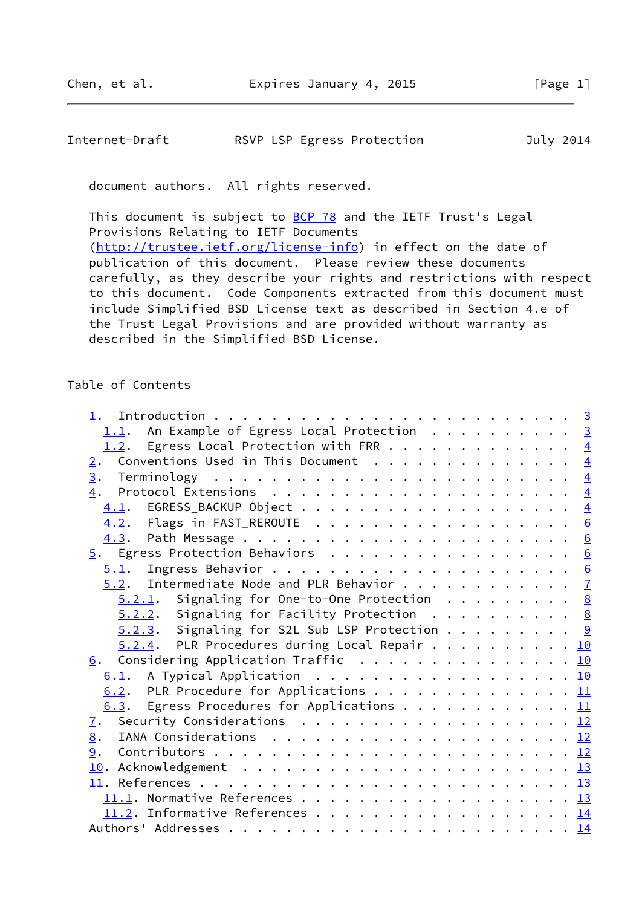document authors. All rights reserved.

This document is subject to BCP 78 and the IETF Trust's Legal Provisions Relating to IETF Documents (http://trustee.ietf.org/license-info) in effect on the date of publication of this document. Please review these documents carefully, as they describe your rights and restrictions with respect to this document. Code Components extracted from this document must include Simplified BSD License text as described in Section 4.e of the Trust Legal Provisions and are provided without warranty as described in the Simplified BSD License.

## Table of Contents

```
   1.  Introduction . . . . . . . . . . . . . . . . . . . . . . . .   3
     1.1.  An Example of Egress Local Protection  . . . . . . . . . .   3
     1.2.  Egress Local Protection with FRR . . . . . . . . . . . . .   4
   2.  Conventions Used in This Document  . . . . . . . . . . . . . .   4
   3.  Terminology  . . . . . . . . . . . . . . . . . . . . . . . . .   4
   4.  Protocol Extensions  . . . . . . . . . . . . . . . . . . . . .   4
     4.1.  EGRESS_BACKUP Object . . . . . . . . . . . . . . . . . . .   4
     4.2.  Flags in FAST_REROUTE  . . . . . . . . . . . . . . . . . .   6
     4.3.  Path Message . . . . . . . . . . . . . . . . . . . . . . .   6
   5.  Egress Protection Behaviors  . . . . . . . . . . . . . . . . .   6
     5.1.  Ingress Behavior . . . . . . . . . . . . . . . . . . . . .   6
     5.2.  Intermediate Node and PLR Behavior . . . . . . . . . . . .   7
       5.2.1.  Signaling for One-to-One Protection  . . . . . . . . .   8
       5.2.2.  Signaling for Facility Protection  . . . . . . . . . .   8
       5.2.3.  Signaling for S2L Sub LSP Protection . . . . . . . . .   9
       5.2.4.  PLR Procedures during Local Repair . . . . . . . . . .  10
   6.  Considering Application Traffic  . . . . . . . . . . . . . . .  10
     6.1.  A Typical Application  . . . . . . . . . . . . . . . . . .  10
     6.2.  PLR Procedure for Applications . . . . . . . . . . . . . .  11
     6.3.  Egress Procedures for Applications . . . . . . . . . . . .  11
   7.  Security Considerations  . . . . . . . . . . . . . . . . . . .  12
   8.  IANA Considerations  . . . . . . . . . . . . . . . . . . . . .  12
   9.  Contributors . . . . . . . . . . . . . . . . . . . . . . . . .  12
   10. Acknowledgement  . . . . . . . . . . . . . . . . . . . . . . .  13
   11. References . . . . . . . . . . . . . . . . . . . . . . . . . .  13
     11.1. Normative References . . . . . . . . . . . . . . . . . . .  13
     11.2. Informative References . . . . . . . . . . . . . . . . . .  14
   Authors' Addresses . . . . . . . . . . . . . . . . . . . . . . . .  14
```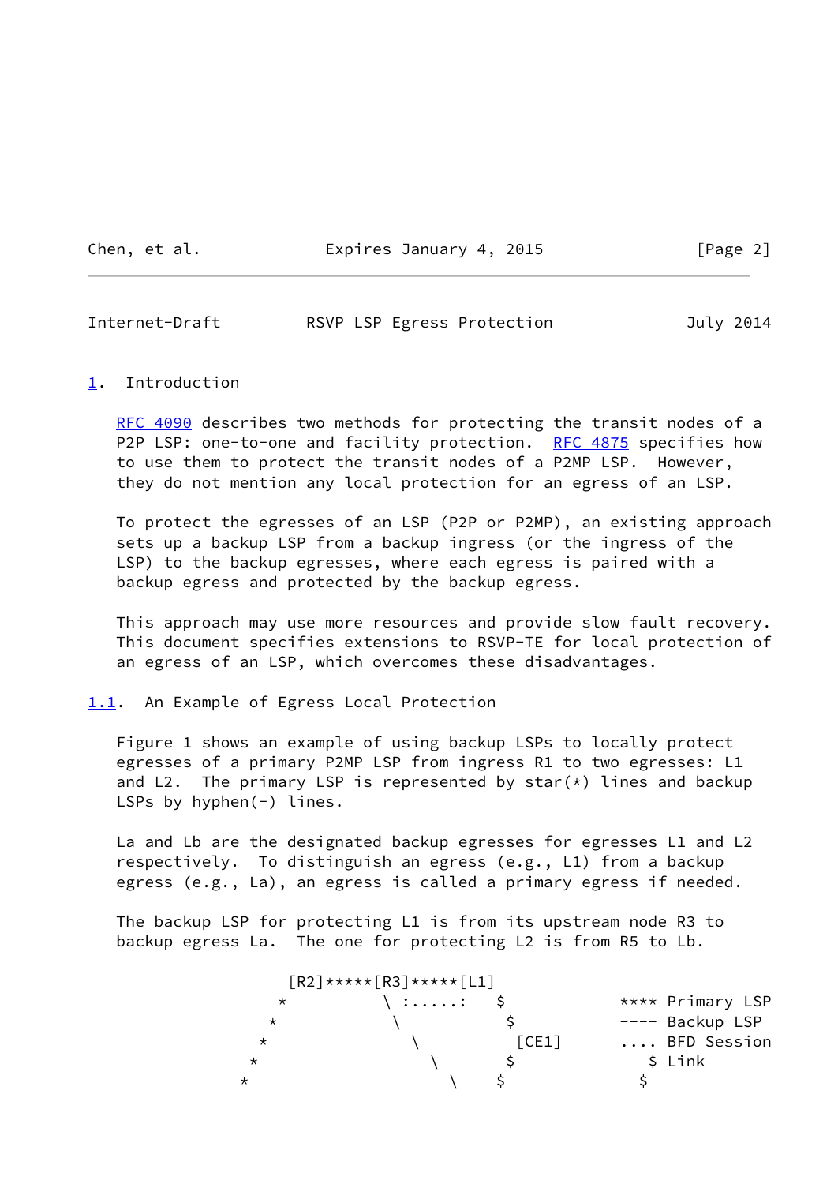## 1. Introduction

RFC 4090 describes two methods for protecting the transit nodes of a P2P LSP: one-to-one and facility protection. RFC 4875 specifies how to use them to protect the transit nodes of a P2MP LSP. However, they do not mention any local protection for an egress of an LSP.

To protect the egresses of an LSP (P2P or P2MP), an existing approach sets up a backup LSP from a backup ingress (or the ingress of the LSP) to the backup egresses, where each egress is paired with a backup egress and protected by the backup egress.

This approach may use more resources and provide slow fault recovery. This document specifies extensions to RSVP-TE for local protection of an egress of an LSP, which overcomes these disadvantages.

### 1.1. An Example of Egress Local Protection

Figure 1 shows an example of using backup LSPs to locally protect egresses of a primary P2MP LSP from ingress R1 to two egresses: L1 and L2. The primary LSP is represented by star(*) lines and backup LSPs by hyphen(-) lines.

La and Lb are the designated backup egresses for egresses L1 and L2 respectively. To distinguish an egress (e.g., L1) from a backup egress (e.g., La), an egress is called a primary egress if needed.

The backup LSP for protecting L1 is from its upstream node R3 to backup egress La. The one for protecting L2 is from R5 to Lb.

```
                [R2]*****[R3]*****[L1]
                *         \ :.....:   $            **** Primary LSP
               *           \          $            ---- Backup LSP
              *             \          [CE1]       .... BFD Session
             *               \        $               $ Link
            *                 \     $               $
```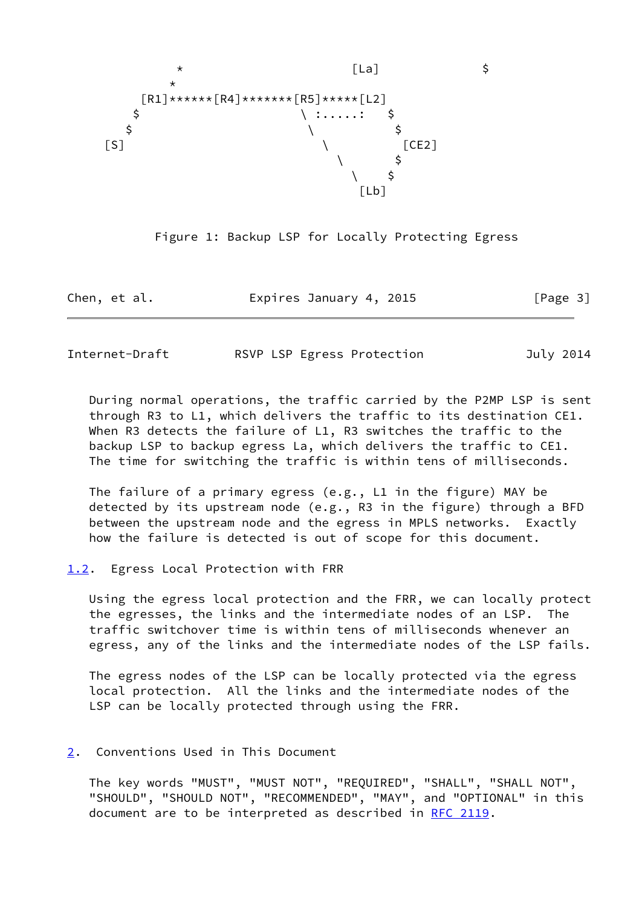```
              *                         [La]             $
             *
         [R1]******[R4]*******[R5]*****[L2]
        $                      \ :.....:   $
       $                        \           $
    [S]                          \           [CE2]
                                  \         $
                                   \       $
                                    [Lb]
```

Figure 1: Backup LSP for Locally Protecting Egress

During normal operations, the traffic carried by the P2MP LSP is sent through R3 to L1, which delivers the traffic to its destination CE1. When R3 detects the failure of L1, R3 switches the traffic to the backup LSP to backup egress La, which delivers the traffic to CE1. The time for switching the traffic is within tens of milliseconds.

The failure of a primary egress (e.g., L1 in the figure) MAY be detected by its upstream node (e.g., R3 in the figure) through a BFD between the upstream node and the egress in MPLS networks. Exactly how the failure is detected is out of scope for this document.

### 1.2. Egress Local Protection with FRR

Using the egress local protection and the FRR, we can locally protect the egresses, the links and the intermediate nodes of an LSP. The traffic switchover time is within tens of milliseconds whenever an egress, any of the links and the intermediate nodes of the LSP fails.

The egress nodes of the LSP can be locally protected via the egress local protection. All the links and the intermediate nodes of the LSP can be locally protected through using the FRR.

## 2. Conventions Used in This Document

The key words "MUST", "MUST NOT", "REQUIRED", "SHALL", "SHALL NOT", "SHOULD", "SHOULD NOT", "RECOMMENDED", "MAY", and "OPTIONAL" in this document are to be interpreted as described in RFC 2119.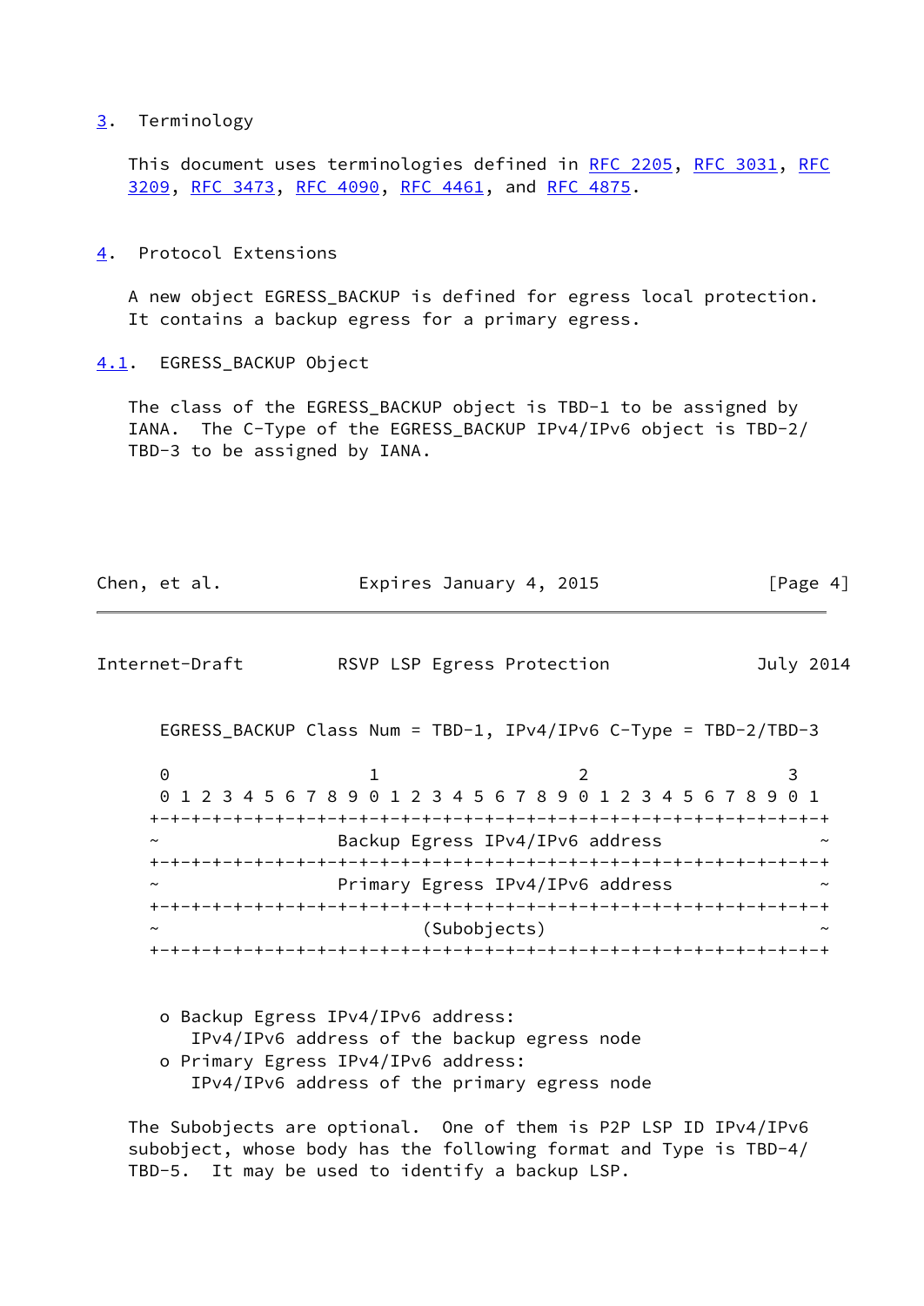## 3. Terminology

This document uses terminologies defined in RFC 2205, RFC 3031, RFC 3209, RFC 3473, RFC 4090, RFC 4461, and RFC 4875.

## 4. Protocol Extensions

A new object EGRESS_BACKUP is defined for egress local protection. It contains a backup egress for a primary egress.

### 4.1. EGRESS_BACKUP Object

The class of the EGRESS_BACKUP object is TBD-1 to be assigned by IANA. The C-Type of the EGRESS_BACKUP IPv4/IPv6 object is TBD-2/TBD-3 to be assigned by IANA.

```
   EGRESS_BACKUP Class Num = TBD-1, IPv4/IPv6 C-Type = TBD-2/TBD-3

   0                   1                   2                   3
   0 1 2 3 4 5 6 7 8 9 0 1 2 3 4 5 6 7 8 9 0 1 2 3 4 5 6 7 8 9 0 1
  +-+-+-+-+-+-+-+-+-+-+-+-+-+-+-+-+-+-+-+-+-+-+-+-+-+-+-+-+-+-+-+-+
  ~                Backup Egress IPv4/IPv6 address                ~
  +-+-+-+-+-+-+-+-+-+-+-+-+-+-+-+-+-+-+-+-+-+-+-+-+-+-+-+-+-+-+-+-+
  ~                Primary Egress IPv4/IPv6 address               ~
  +-+-+-+-+-+-+-+-+-+-+-+-+-+-+-+-+-+-+-+-+-+-+-+-+-+-+-+-+-+-+-+-+
  ~                        (Subobjects)                           ~
  +-+-+-+-+-+-+-+-+-+-+-+-+-+-+-+-+-+-+-+-+-+-+-+-+-+-+-+-+-+-+-+-+
```

- Backup Egress IPv4/IPv6 address:
  IPv4/IPv6 address of the backup egress node
- Primary Egress IPv4/IPv6 address:
  IPv4/IPv6 address of the primary egress node

The Subobjects are optional. One of them is P2P LSP ID IPv4/IPv6 subobject, whose body has the following format and Type is TBD-4/TBD-5. It may be used to identify a backup LSP.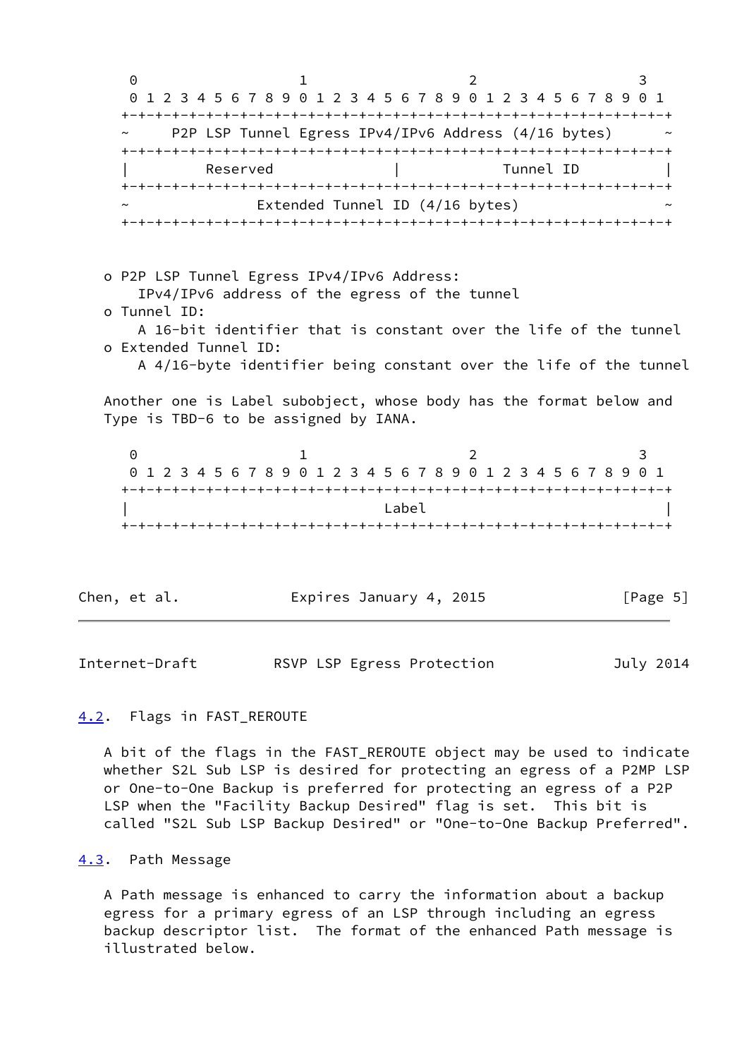```
     0                   1                   2                   3
     0 1 2 3 4 5 6 7 8 9 0 1 2 3 4 5 6 7 8 9 0 1 2 3 4 5 6 7 8 9 0 1
    +-+-+-+-+-+-+-+-+-+-+-+-+-+-+-+-+-+-+-+-+-+-+-+-+-+-+-+-+-+-+-+-+
    ~     P2P LSP Tunnel Egress IPv4/IPv6 Address (4/16 bytes)      ~
    +-+-+-+-+-+-+-+-+-+-+-+-+-+-+-+-+-+-+-+-+-+-+-+-+-+-+-+-+-+-+-+-+
    |         Reserved              |           Tunnel ID           |
    +-+-+-+-+-+-+-+-+-+-+-+-+-+-+-+-+-+-+-+-+-+-+-+-+-+-+-+-+-+-+-+-+
    ~              Extended Tunnel ID (4/16 bytes)                  ~
    +-+-+-+-+-+-+-+-+-+-+-+-+-+-+-+-+-+-+-+-+-+-+-+-+-+-+-+-+-+-+-+-+
```

- P2P LSP Tunnel Egress IPv4/IPv6 Address:
  IPv4/IPv6 address of the egress of the tunnel
- Tunnel ID:
  A 16-bit identifier that is constant over the life of the tunnel
- Extended Tunnel ID:
  A 4/16-byte identifier being constant over the life of the tunnel

Another one is Label subobject, whose body has the format below and Type is TBD-6 to be assigned by IANA.

```
     0                   1                   2                   3
     0 1 2 3 4 5 6 7 8 9 0 1 2 3 4 5 6 7 8 9 0 1 2 3 4 5 6 7 8 9 0 1
    +-+-+-+-+-+-+-+-+-+-+-+-+-+-+-+-+-+-+-+-+-+-+-+-+-+-+-+-+-+-+-+-+
    |                               Label                           |
    +-+-+-+-+-+-+-+-+-+-+-+-+-+-+-+-+-+-+-+-+-+-+-+-+-+-+-+-+-+-+-+-+
```

### 4.2. Flags in FAST_REROUTE

A bit of the flags in the FAST_REROUTE object may be used to indicate whether S2L Sub LSP is desired for protecting an egress of a P2MP LSP or One-to-One Backup is preferred for protecting an egress of a P2P LSP when the "Facility Backup Desired" flag is set. This bit is called "S2L Sub LSP Backup Desired" or "One-to-One Backup Preferred".

### 4.3. Path Message

A Path message is enhanced to carry the information about a backup egress for a primary egress of an LSP through including an egress backup descriptor list. The format of the enhanced Path message is illustrated below.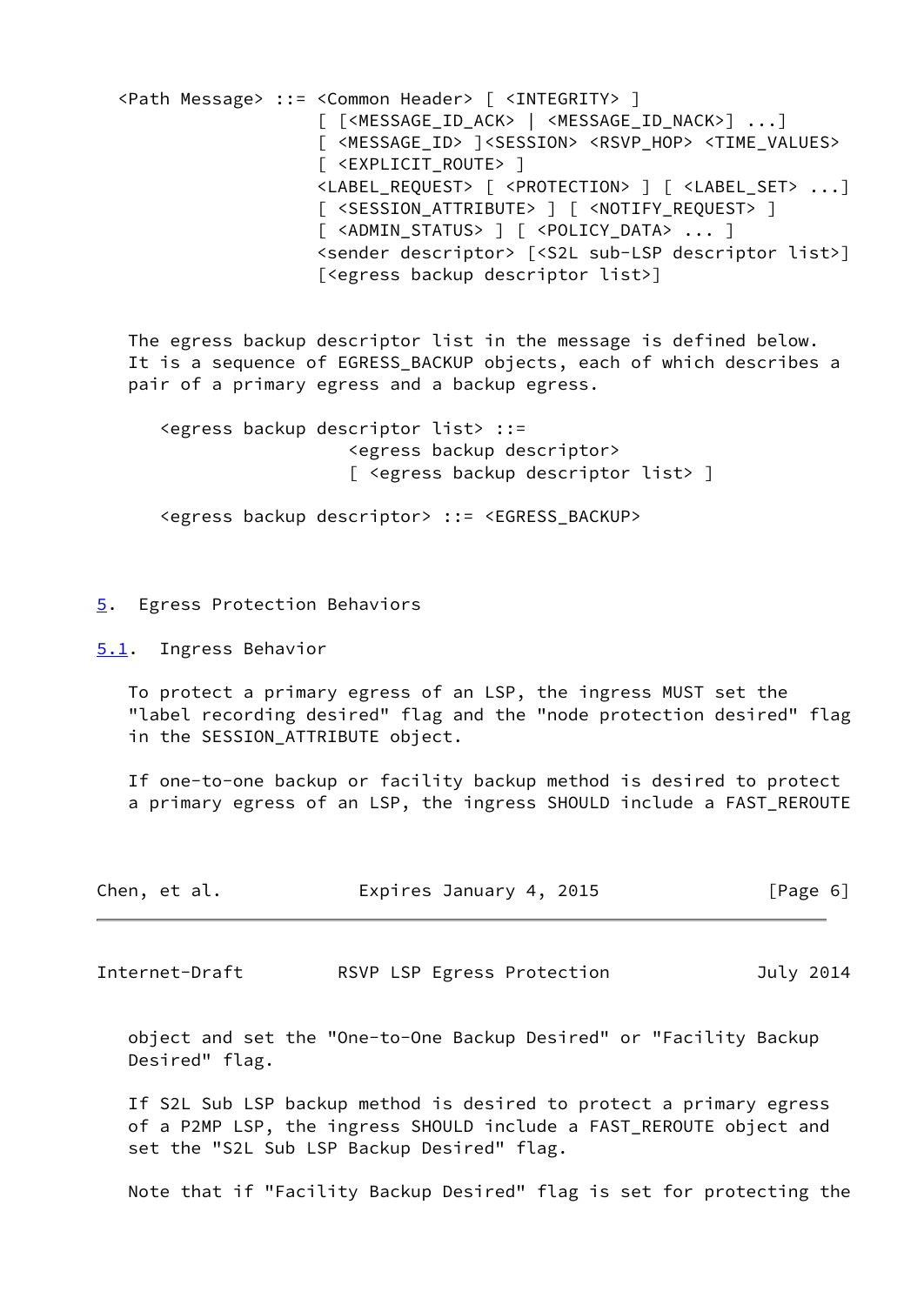```
<Path Message> ::= <Common Header> [ <INTEGRITY> ]
                   [ [<MESSAGE_ID_ACK> | <MESSAGE_ID_NACK>] ...]
                   [ <MESSAGE_ID> ]<SESSION> <RSVP_HOP> <TIME_VALUES>
                   [ <EXPLICIT_ROUTE> ]
                   <LABEL_REQUEST> [ <PROTECTION> ] [ <LABEL_SET> ...]
                   [ <SESSION_ATTRIBUTE> ] [ <NOTIFY_REQUEST> ]
                   [ <ADMIN_STATUS> ] [ <POLICY_DATA> ... ]
                   <sender descriptor> [<S2L sub-LSP descriptor list>]
                   [<egress backup descriptor list>]
```

The egress backup descriptor list in the message is defined below. It is a sequence of EGRESS_BACKUP objects, each of which describes a pair of a primary egress and a backup egress.

```
<egress backup descriptor list> ::=
                  <egress backup descriptor>
                  [ <egress backup descriptor list> ]

<egress backup descriptor> ::= <EGRESS_BACKUP>
```

## 5. Egress Protection Behaviors

### 5.1. Ingress Behavior

To protect a primary egress of an LSP, the ingress MUST set the "label recording desired" flag and the "node protection desired" flag in the SESSION_ATTRIBUTE object.

If one-to-one backup or facility backup method is desired to protect a primary egress of an LSP, the ingress SHOULD include a FAST_REROUTE object and set the "One-to-One Backup Desired" or "Facility Backup Desired" flag.

If S2L Sub LSP backup method is desired to protect a primary egress of a P2MP LSP, the ingress SHOULD include a FAST_REROUTE object and set the "S2L Sub LSP Backup Desired" flag.

Note that if "Facility Backup Desired" flag is set for protecting the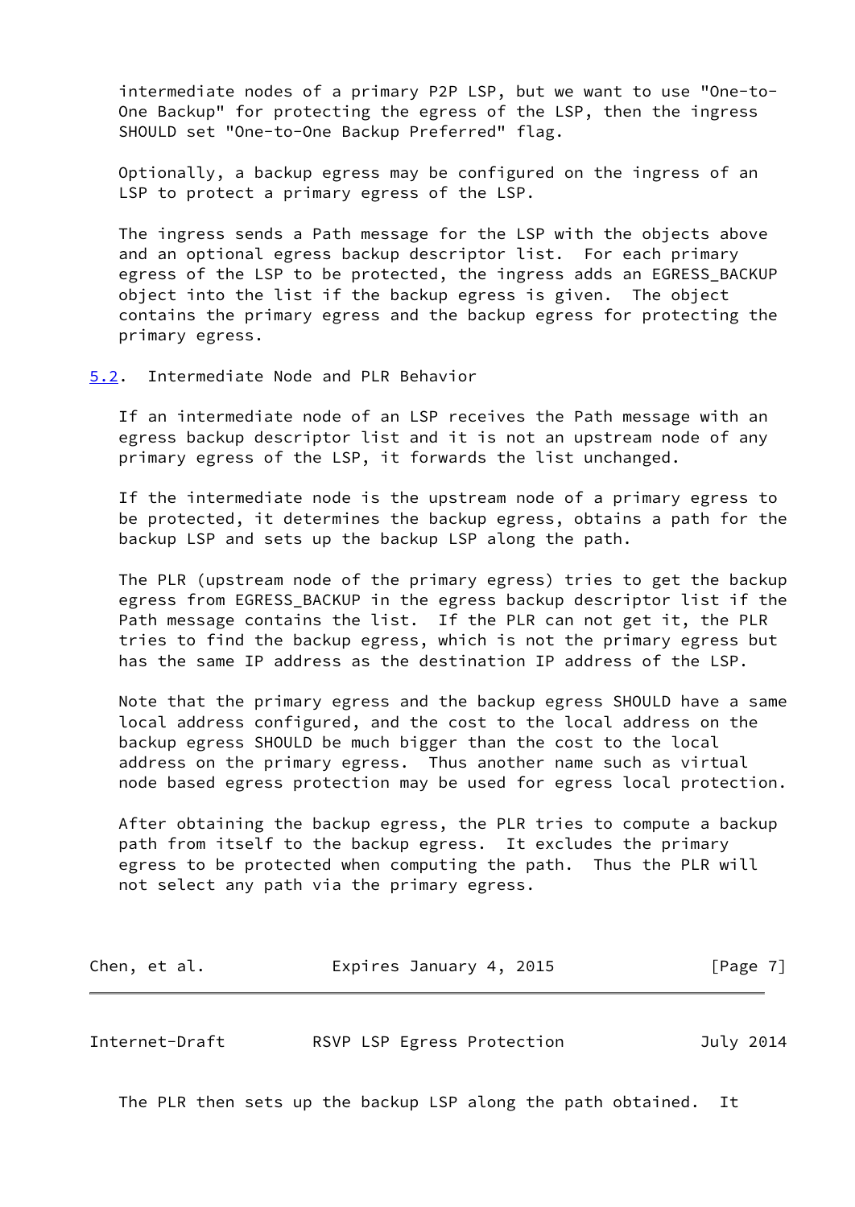intermediate nodes of a primary P2P LSP, but we want to use "One-to-One Backup" for protecting the egress of the LSP, then the ingress SHOULD set "One-to-One Backup Preferred" flag.

Optionally, a backup egress may be configured on the ingress of an LSP to protect a primary egress of the LSP.

The ingress sends a Path message for the LSP with the objects above and an optional egress backup descriptor list. For each primary egress of the LSP to be protected, the ingress adds an EGRESS_BACKUP object into the list if the backup egress is given. The object contains the primary egress and the backup egress for protecting the primary egress.

### 5.2. Intermediate Node and PLR Behavior

If an intermediate node of an LSP receives the Path message with an egress backup descriptor list and it is not an upstream node of any primary egress of the LSP, it forwards the list unchanged.

If the intermediate node is the upstream node of a primary egress to be protected, it determines the backup egress, obtains a path for the backup LSP and sets up the backup LSP along the path.

The PLR (upstream node of the primary egress) tries to get the backup egress from EGRESS_BACKUP in the egress backup descriptor list if the Path message contains the list. If the PLR can not get it, the PLR tries to find the backup egress, which is not the primary egress but has the same IP address as the destination IP address of the LSP.

Note that the primary egress and the backup egress SHOULD have a same local address configured, and the cost to the local address on the backup egress SHOULD be much bigger than the cost to the local address on the primary egress. Thus another name such as virtual node based egress protection may be used for egress local protection.

After obtaining the backup egress, the PLR tries to compute a backup path from itself to the backup egress. It excludes the primary egress to be protected when computing the path. Thus the PLR will not select any path via the primary egress.

The PLR then sets up the backup LSP along the path obtained. It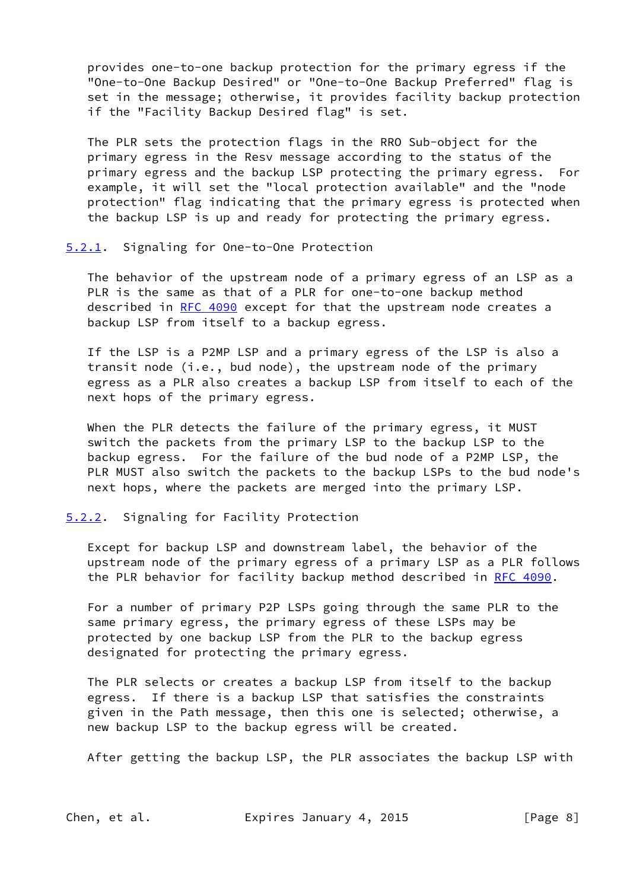provides one-to-one backup protection for the primary egress if the "One-to-One Backup Desired" or "One-to-One Backup Preferred" flag is set in the message; otherwise, it provides facility backup protection if the "Facility Backup Desired flag" is set.

The PLR sets the protection flags in the RRO Sub-object for the primary egress in the Resv message according to the status of the primary egress and the backup LSP protecting the primary egress. For example, it will set the "local protection available" and the "node protection" flag indicating that the primary egress is protected when the backup LSP is up and ready for protecting the primary egress.

### 5.2.1. Signaling for One-to-One Protection

The behavior of the upstream node of a primary egress of an LSP as a PLR is the same as that of a PLR for one-to-one backup method described in RFC 4090 except for that the upstream node creates a backup LSP from itself to a backup egress.

If the LSP is a P2MP LSP and a primary egress of the LSP is also a transit node (i.e., bud node), the upstream node of the primary egress as a PLR also creates a backup LSP from itself to each of the next hops of the primary egress.

When the PLR detects the failure of the primary egress, it MUST switch the packets from the primary LSP to the backup LSP to the backup egress. For the failure of the bud node of a P2MP LSP, the PLR MUST also switch the packets to the backup LSPs to the bud node's next hops, where the packets are merged into the primary LSP.

### 5.2.2. Signaling for Facility Protection

Except for backup LSP and downstream label, the behavior of the upstream node of the primary egress of a primary LSP as a PLR follows the PLR behavior for facility backup method described in RFC 4090.

For a number of primary P2P LSPs going through the same PLR to the same primary egress, the primary egress of these LSPs may be protected by one backup LSP from the PLR to the backup egress designated for protecting the primary egress.

The PLR selects or creates a backup LSP from itself to the backup egress. If there is a backup LSP that satisfies the constraints given in the Path message, then this one is selected; otherwise, a new backup LSP to the backup egress will be created.

After getting the backup LSP, the PLR associates the backup LSP with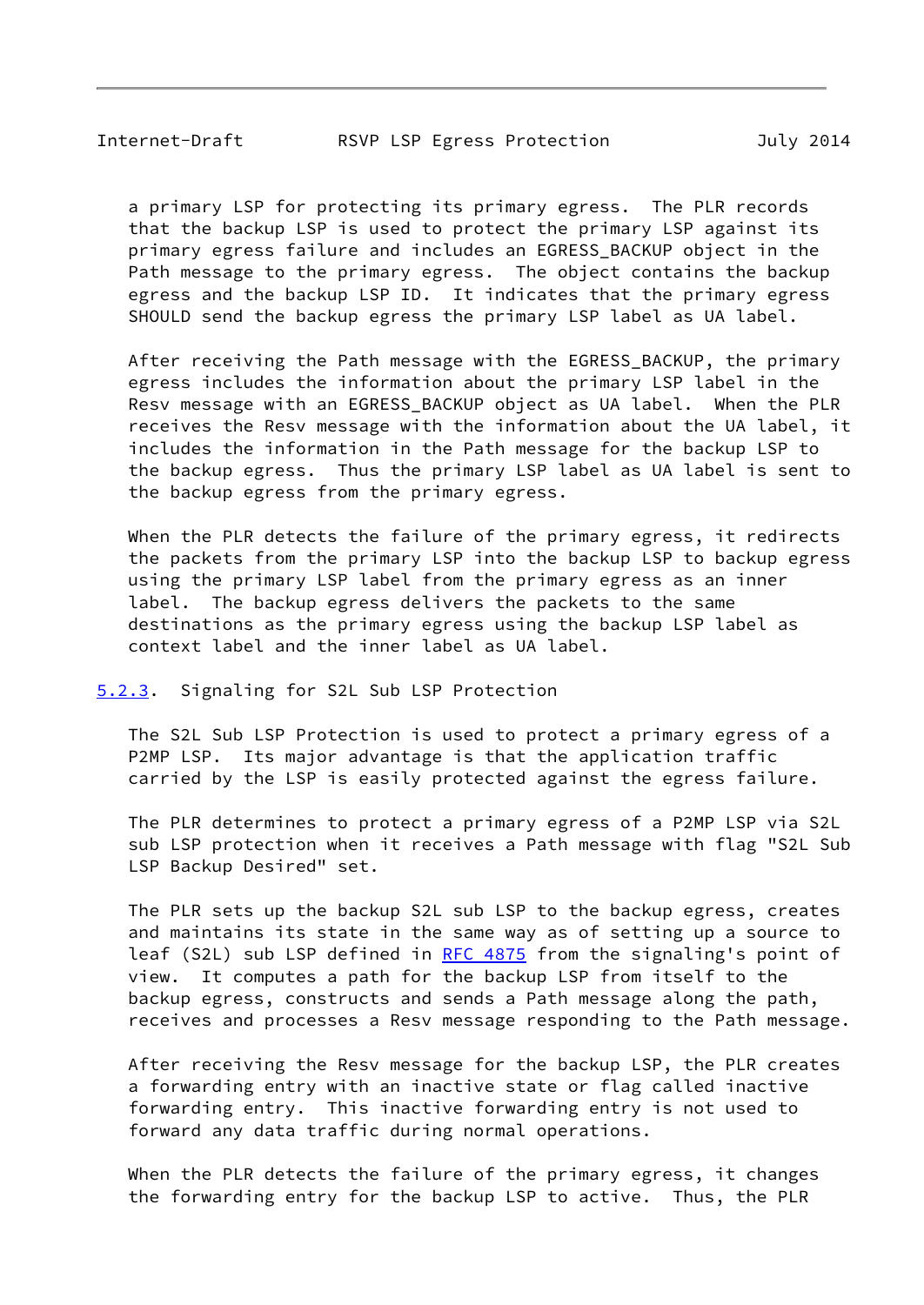a primary LSP for protecting its primary egress. The PLR records that the backup LSP is used to protect the primary LSP against its primary egress failure and includes an EGRESS_BACKUP object in the Path message to the primary egress. The object contains the backup egress and the backup LSP ID. It indicates that the primary egress SHOULD send the backup egress the primary LSP label as UA label.

After receiving the Path message with the EGRESS_BACKUP, the primary egress includes the information about the primary LSP label in the Resv message with an EGRESS_BACKUP object as UA label. When the PLR receives the Resv message with the information about the UA label, it includes the information in the Path message for the backup LSP to the backup egress. Thus the primary LSP label as UA label is sent to the backup egress from the primary egress.

When the PLR detects the failure of the primary egress, it redirects the packets from the primary LSP into the backup LSP to backup egress using the primary LSP label from the primary egress as an inner label. The backup egress delivers the packets to the same destinations as the primary egress using the backup LSP label as context label and the inner label as UA label.

### 5.2.3. Signaling for S2L Sub LSP Protection

The S2L Sub LSP Protection is used to protect a primary egress of a P2MP LSP. Its major advantage is that the application traffic carried by the LSP is easily protected against the egress failure.

The PLR determines to protect a primary egress of a P2MP LSP via S2L sub LSP protection when it receives a Path message with flag "S2L Sub LSP Backup Desired" set.

The PLR sets up the backup S2L sub LSP to the backup egress, creates and maintains its state in the same way as of setting up a source to leaf (S2L) sub LSP defined in RFC 4875 from the signaling's point of view. It computes a path for the backup LSP from itself to the backup egress, constructs and sends a Path message along the path, receives and processes a Resv message responding to the Path message.

After receiving the Resv message for the backup LSP, the PLR creates a forwarding entry with an inactive state or flag called inactive forwarding entry. This inactive forwarding entry is not used to forward any data traffic during normal operations.

When the PLR detects the failure of the primary egress, it changes the forwarding entry for the backup LSP to active. Thus, the PLR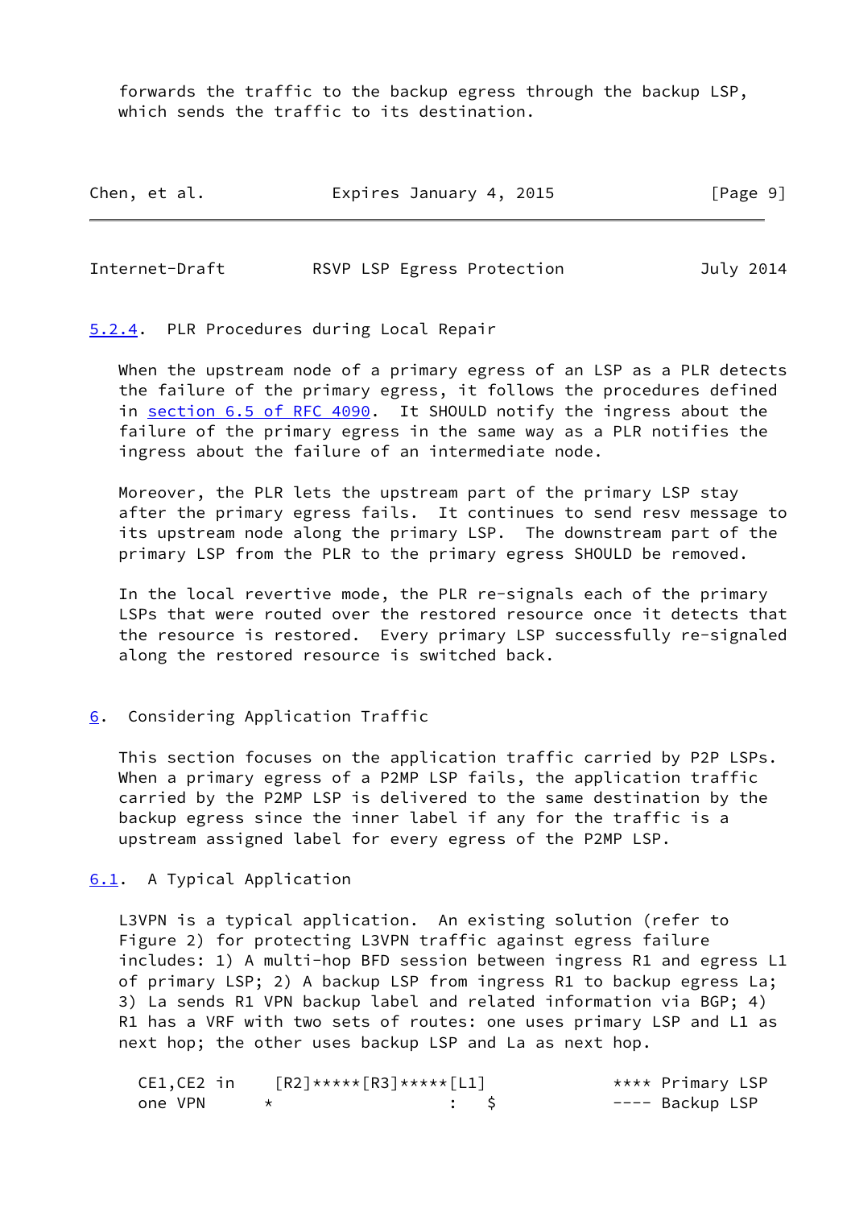forwards the traffic to the backup egress through the backup LSP, which sends the traffic to its destination.

### 5.2.4. PLR Procedures during Local Repair

When the upstream node of a primary egress of an LSP as a PLR detects the failure of the primary egress, it follows the procedures defined in section 6.5 of RFC 4090. It SHOULD notify the ingress about the failure of the primary egress in the same way as a PLR notifies the ingress about the failure of an intermediate node.

Moreover, the PLR lets the upstream part of the primary LSP stay after the primary egress fails. It continues to send resv message to its upstream node along the primary LSP. The downstream part of the primary LSP from the PLR to the primary egress SHOULD be removed.

In the local revertive mode, the PLR re-signals each of the primary LSPs that were routed over the restored resource once it detects that the resource is restored. Every primary LSP successfully re-signaled along the restored resource is switched back.

## 6. Considering Application Traffic

This section focuses on the application traffic carried by P2P LSPs. When a primary egress of a P2MP LSP fails, the application traffic carried by the P2MP LSP is delivered to the same destination by the backup egress since the inner label if any for the traffic is a upstream assigned label for every egress of the P2MP LSP.

### 6.1. A Typical Application

L3VPN is a typical application. An existing solution (refer to Figure 2) for protecting L3VPN traffic against egress failure includes: 1) A multi-hop BFD session between ingress R1 and egress L1 of primary LSP; 2) A backup LSP from ingress R1 to backup egress La; 3) La sends R1 VPN backup label and related information via BGP; 4) R1 has a VRF with two sets of routes: one uses primary LSP and L1 as next hop; the other uses backup LSP and La as next hop.

```
  CE1,CE2 in    [R2]*****[R3]*****[L1]              **** Primary LSP
  one VPN      *                  :   $             ---- Backup LSP
```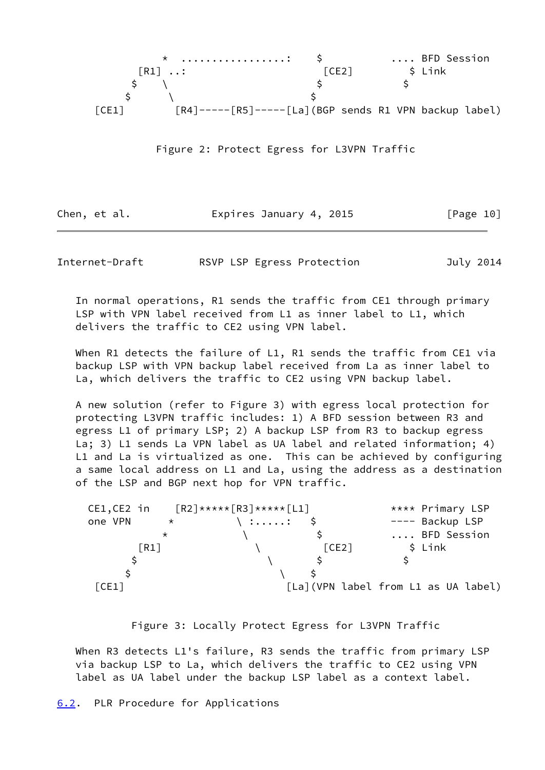```
             *  .................:    $           .... BFD Session
         [R1] ..:                    [CE2]         $ Link
        $    \                      $            $
       $      \                    $
    [CE1]       [R4]-----[R5]-----[La](BGP sends R1 VPN backup label)
```

Figure 2: Protect Egress for L3VPN Traffic

In normal operations, R1 sends the traffic from CE1 through primary LSP with VPN label received from L1 as inner label to L1, which delivers the traffic to CE2 using VPN label.

When R1 detects the failure of L1, R1 sends the traffic from CE1 via backup LSP with VPN backup label received from La as inner label to La, which delivers the traffic to CE2 using VPN backup label.

A new solution (refer to Figure 3) with egress local protection for protecting L3VPN traffic includes: 1) A BFD session between R3 and egress L1 of primary LSP; 2) A backup LSP from R3 to backup egress La; 3) L1 sends La VPN label as UA label and related information; 4) L1 and La is virtualized as one. This can be achieved by configuring a same local address on L1 and La, using the address as a destination of the LSP and BGP next hop for VPN traffic.

```
  CE1,CE2 in    [R2]*****[R3]*****[L1]            **** Primary LSP
  one VPN      *          \ :.....:   $           ---- Backup LSP
              *            \           $          .... BFD Session
         [R1]               \         [CE2]         $ Link
        $                    \       $            $
       $                      \    $
    [CE1]                      [La](VPN label from L1 as UA label)
```

Figure 3: Locally Protect Egress for L3VPN Traffic

When R3 detects L1's failure, R3 sends the traffic from primary LSP via backup LSP to La, which delivers the traffic to CE2 using VPN label as UA label under the backup LSP label as a context label.

### 6.2. PLR Procedure for Applications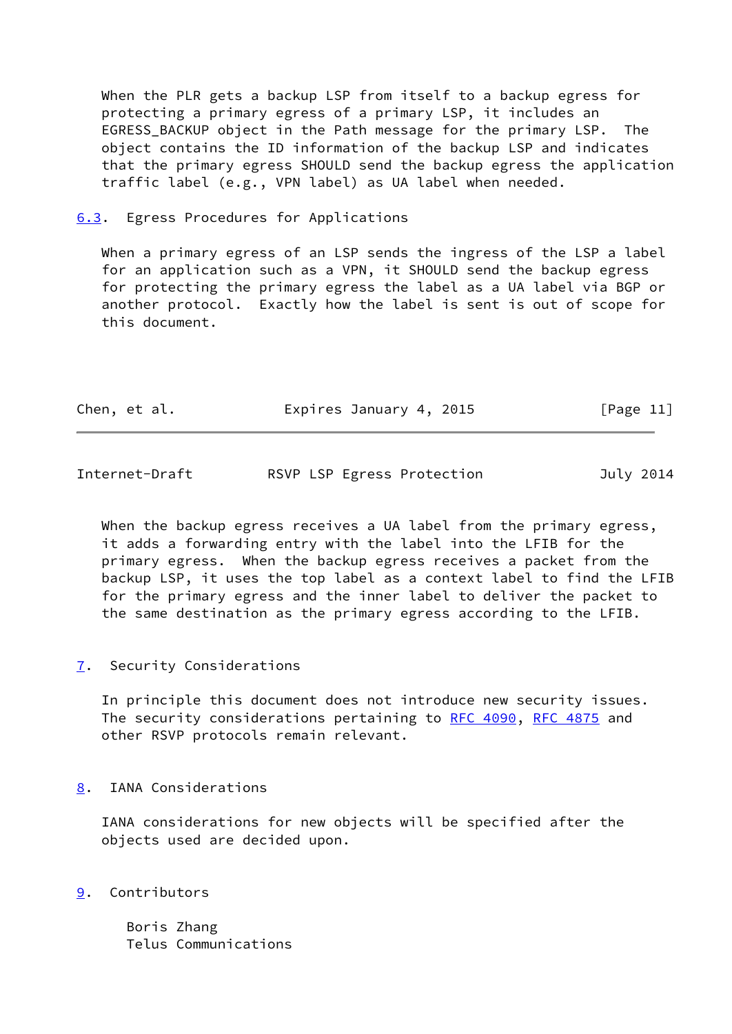When the PLR gets a backup LSP from itself to a backup egress for protecting a primary egress of a primary LSP, it includes an EGRESS_BACKUP object in the Path message for the primary LSP. The object contains the ID information of the backup LSP and indicates that the primary egress SHOULD send the backup egress the application traffic label (e.g., VPN label) as UA label when needed.

### 6.3. Egress Procedures for Applications

When a primary egress of an LSP sends the ingress of the LSP a label for an application such as a VPN, it SHOULD send the backup egress for protecting the primary egress the label as a UA label via BGP or another protocol. Exactly how the label is sent is out of scope for this document.

When the backup egress receives a UA label from the primary egress, it adds a forwarding entry with the label into the LFIB for the primary egress. When the backup egress receives a packet from the backup LSP, it uses the top label as a context label to find the LFIB for the primary egress and the inner label to deliver the packet to the same destination as the primary egress according to the LFIB.

## 7. Security Considerations

In principle this document does not introduce new security issues. The security considerations pertaining to RFC 4090, RFC 4875 and other RSVP protocols remain relevant.

## 8. IANA Considerations

IANA considerations for new objects will be specified after the objects used are decided upon.

## 9. Contributors

Boris Zhang
Telus Communications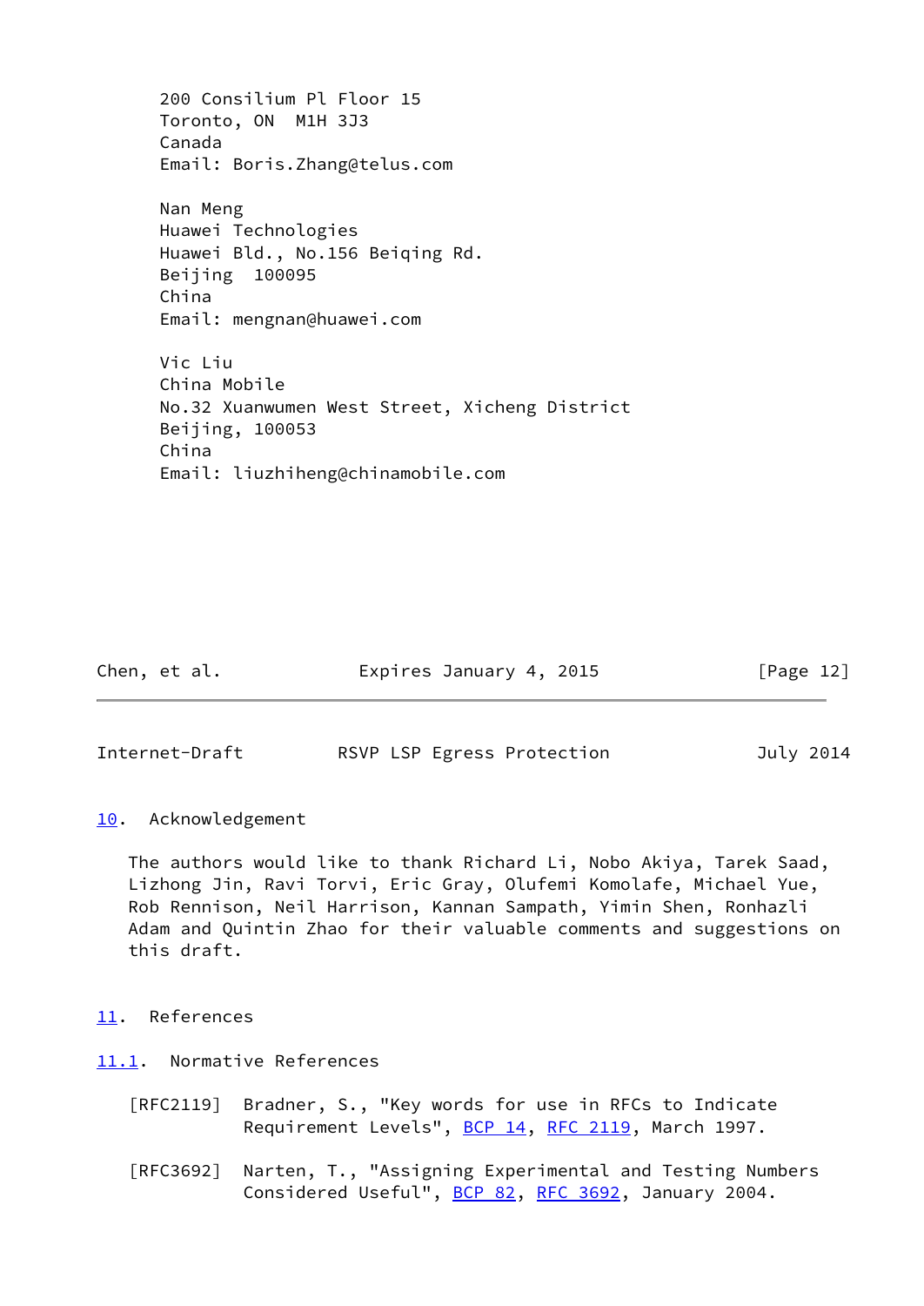200 Consilium Pl Floor 15
Toronto, ON  M1H 3J3
Canada
Email: Boris.Zhang@telus.com

Nan Meng
Huawei Technologies
Huawei Bld., No.156 Beiqing Rd.
Beijing  100095
China
Email: mengnan@huawei.com

Vic Liu
China Mobile
No.32 Xuanwumen West Street, Xicheng District
Beijing, 100053
China
Email: liuzhiheng@chinamobile.com

## 10. Acknowledgement

The authors would like to thank Richard Li, Nobo Akiya, Tarek Saad, Lizhong Jin, Ravi Torvi, Eric Gray, Olufemi Komolafe, Michael Yue, Rob Rennison, Neil Harrison, Kannan Sampath, Yimin Shen, Ronhazli Adam and Quintin Zhao for their valuable comments and suggestions on this draft.

## 11. References

### 11.1. Normative References

[RFC2119] Bradner, S., "Key words for use in RFCs to Indicate Requirement Levels", BCP 14, RFC 2119, March 1997.

[RFC3692] Narten, T., "Assigning Experimental and Testing Numbers Considered Useful", BCP 82, RFC 3692, January 2004.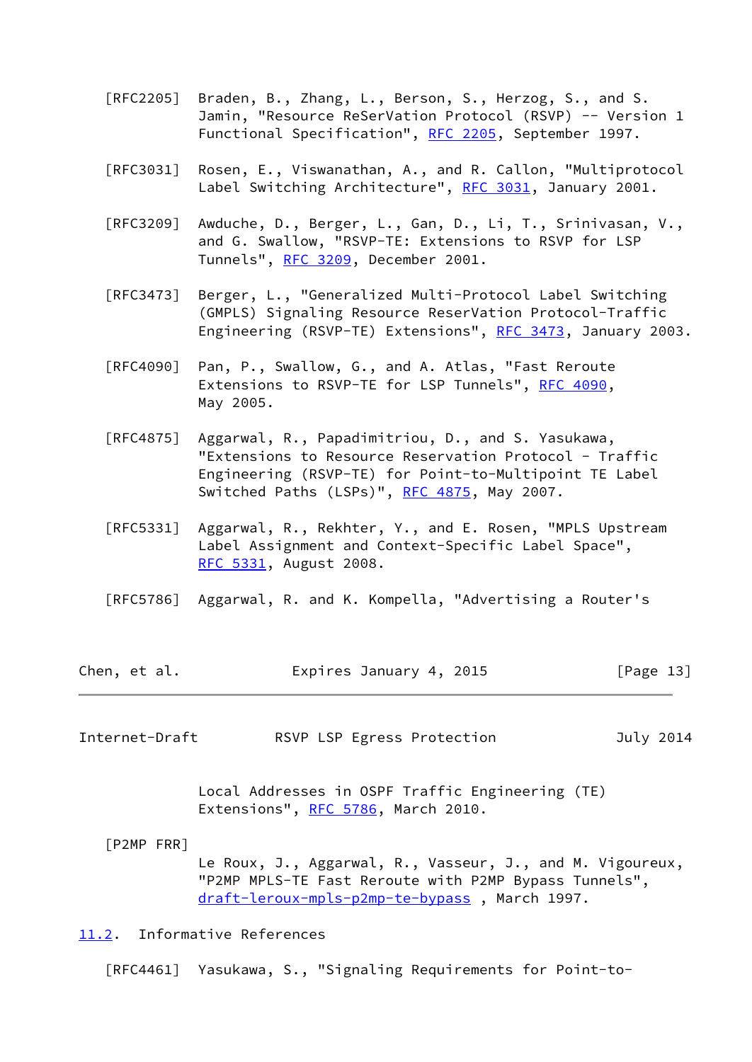[RFC2205] Braden, B., Zhang, L., Berson, S., Herzog, S., and S. Jamin, "Resource ReSerVation Protocol (RSVP) -- Version 1 Functional Specification", RFC 2205, September 1997.

[RFC3031] Rosen, E., Viswanathan, A., and R. Callon, "Multiprotocol Label Switching Architecture", RFC 3031, January 2001.

[RFC3209] Awduche, D., Berger, L., Gan, D., Li, T., Srinivasan, V., and G. Swallow, "RSVP-TE: Extensions to RSVP for LSP Tunnels", RFC 3209, December 2001.

[RFC3473] Berger, L., "Generalized Multi-Protocol Label Switching (GMPLS) Signaling Resource ReserVation Protocol-Traffic Engineering (RSVP-TE) Extensions", RFC 3473, January 2003.

[RFC4090] Pan, P., Swallow, G., and A. Atlas, "Fast Reroute Extensions to RSVP-TE for LSP Tunnels", RFC 4090, May 2005.

[RFC4875] Aggarwal, R., Papadimitriou, D., and S. Yasukawa, "Extensions to Resource Reservation Protocol - Traffic Engineering (RSVP-TE) for Point-to-Multipoint TE Label Switched Paths (LSPs)", RFC 4875, May 2007.

[RFC5331] Aggarwal, R., Rekhter, Y., and E. Rosen, "MPLS Upstream Label Assignment and Context-Specific Label Space", RFC 5331, August 2008.

[RFC5786] Aggarwal, R. and K. Kompella, "Advertising a Router's Local Addresses in OSPF Traffic Engineering (TE) Extensions", RFC 5786, March 2010.

[P2MP FRR] Le Roux, J., Aggarwal, R., Vasseur, J., and M. Vigoureux, "P2MP MPLS-TE Fast Reroute with P2MP Bypass Tunnels", draft-leroux-mpls-p2mp-te-bypass , March 1997.

## 11.2. Informative References

[RFC4461] Yasukawa, S., "Signaling Requirements for Point-to-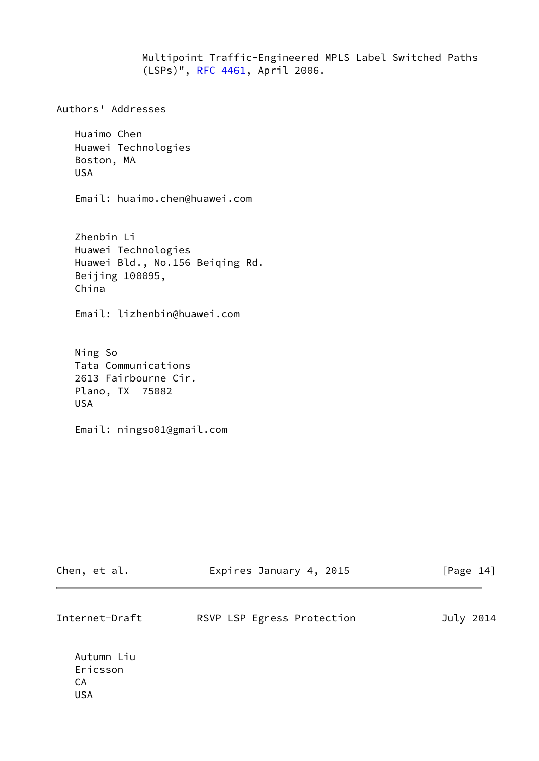Multipoint Traffic-Engineered MPLS Label Switched Paths (LSPs)", RFC 4461, April 2006.

## Authors' Addresses

Huaimo Chen
Huawei Technologies
Boston, MA
USA

Email: huaimo.chen@huawei.com

Zhenbin Li
Huawei Technologies
Huawei Bld., No.156 Beiqing Rd.
Beijing 100095,
China

Email: lizhenbin@huawei.com

Ning So
Tata Communications
2613 Fairbourne Cir.
Plano, TX 75082
USA

Email: ningso01@gmail.com

Autumn Liu
Ericsson
CA
USA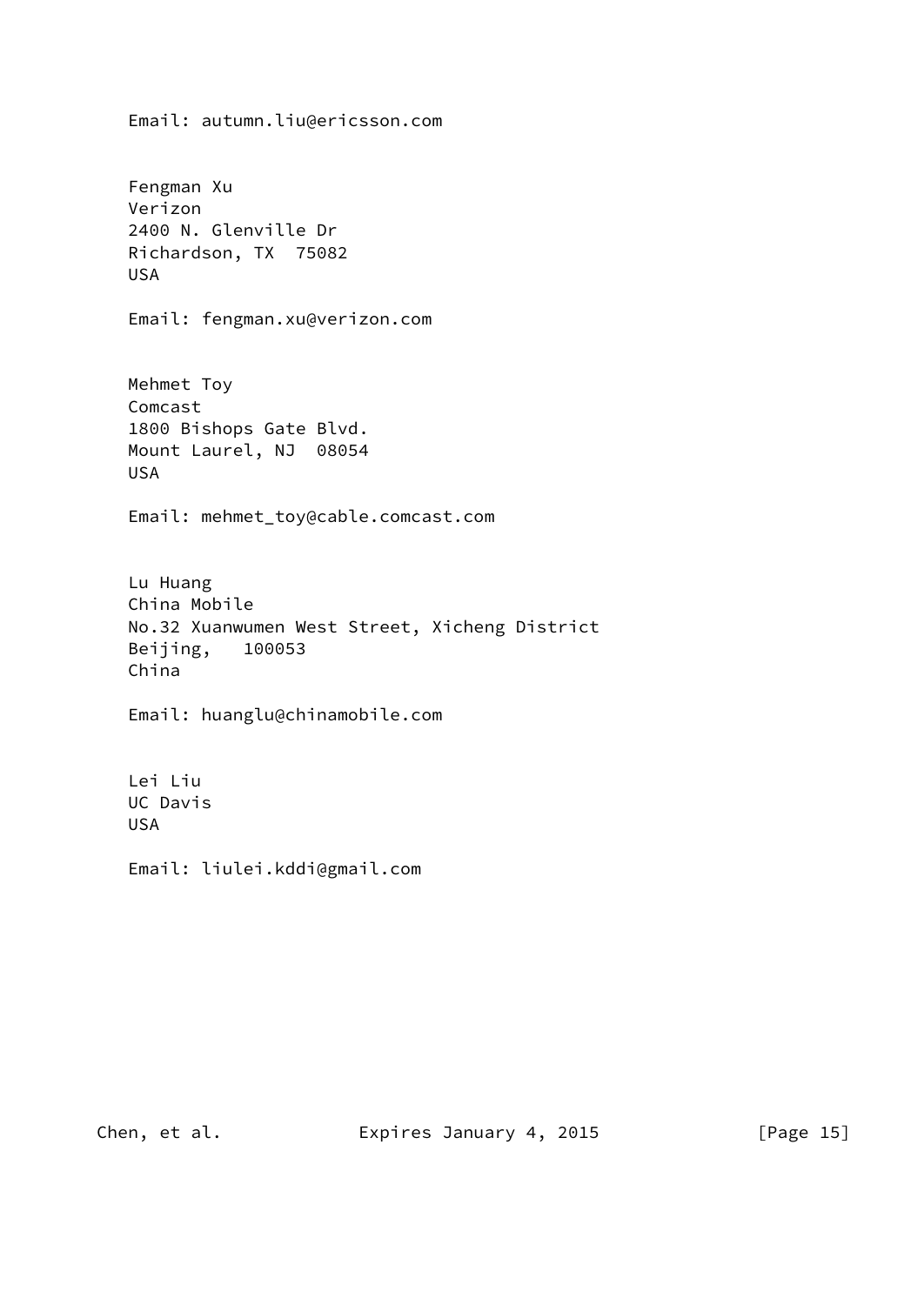Email: autumn.liu@ericsson.com

Fengman Xu
Verizon
2400 N. Glenville Dr
Richardson, TX  75082
USA

Email: fengman.xu@verizon.com

Mehmet Toy
Comcast
1800 Bishops Gate Blvd.
Mount Laurel, NJ  08054
USA

Email: mehmet_toy@cable.comcast.com

Lu Huang
China Mobile
No.32 Xuanwumen West Street, Xicheng District
Beijing,   100053
China

Email: huanglu@chinamobile.com

Lei Liu
UC Davis
USA

Email: liulei.kddi@gmail.com